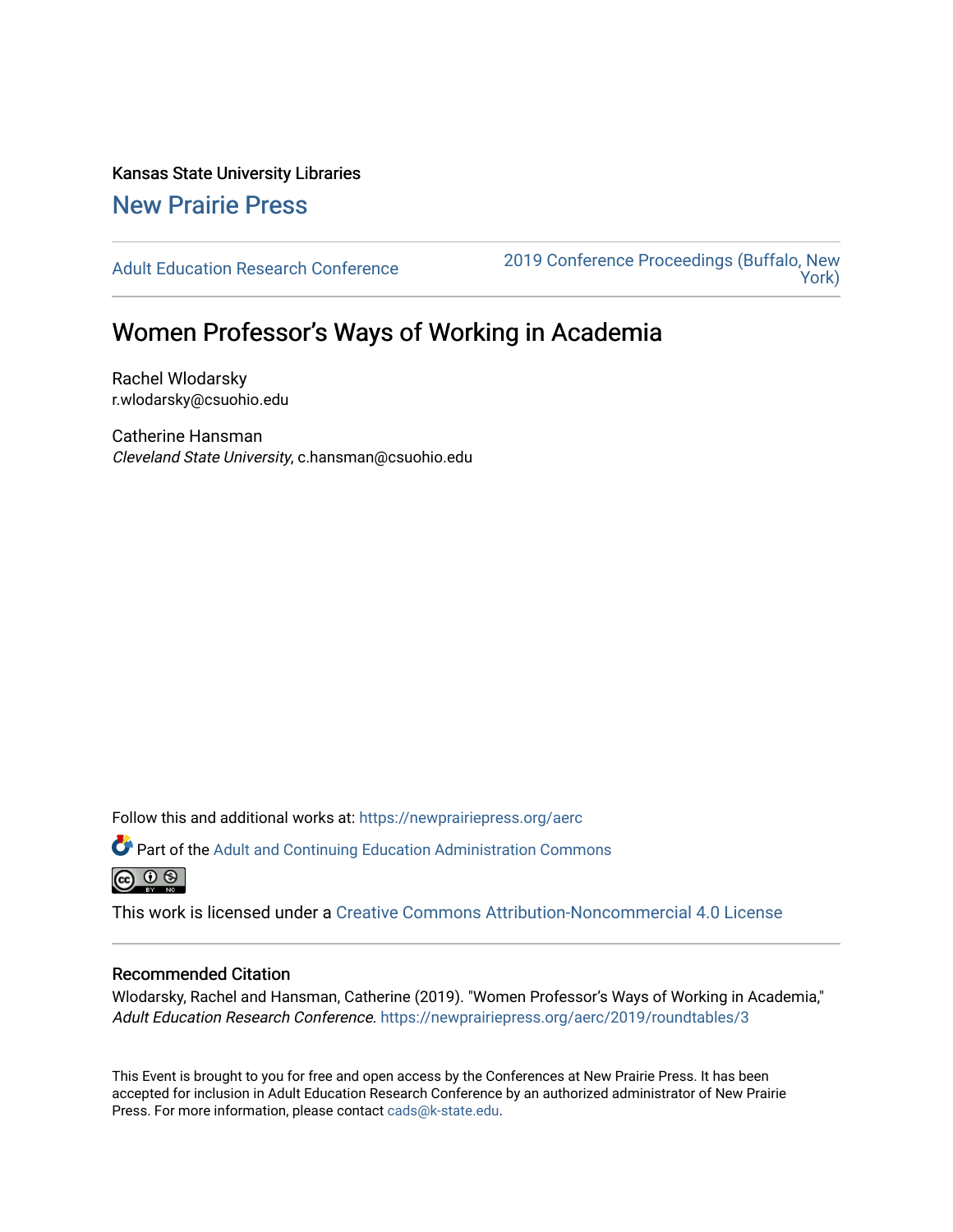Kansas State University Libraries

New Prairie Press

Adult Education Research Conference

2019 Conference Proceedings (Buffalo, New York)

# Women Professor's Ways of Working in Academia

Rachel Wlodarsky
r.wlodarsky@csuohio.edu

Catherine Hansman
*Cleveland State University*, c.hansman@csuohio.edu

Follow this and additional works at: https://newprairiepress.org/aerc

Part of the Adult and Continuing Education Administration Commons

This work is licensed under a Creative Commons Attribution-Noncommercial 4.0 License

## Recommended Citation

Wlodarsky, Rachel and Hansman, Catherine (2019). "Women Professor's Ways of Working in Academia," *Adult Education Research Conference*. https://newprairiepress.org/aerc/2019/roundtables/3

This Event is brought to you for free and open access by the Conferences at New Prairie Press. It has been accepted for inclusion in Adult Education Research Conference by an authorized administrator of New Prairie Press. For more information, please contact cads@k-state.edu.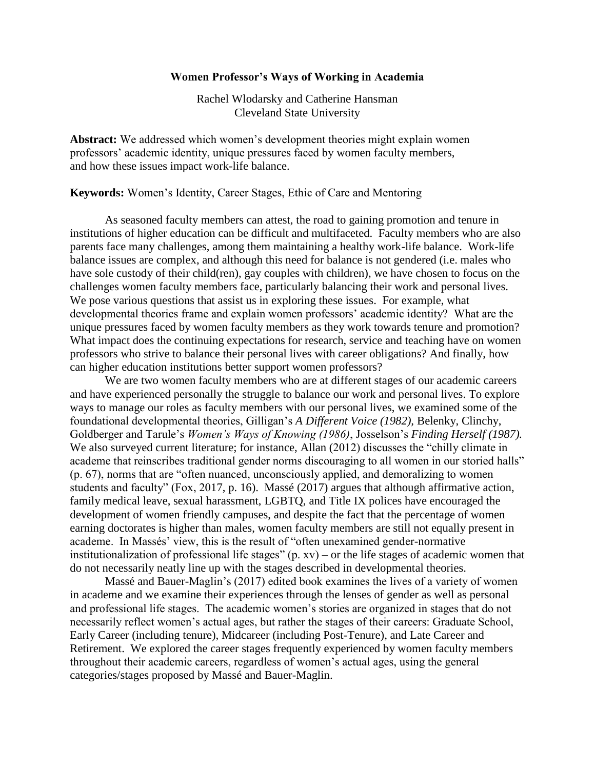**Women Professor's Ways of Working in Academia**

Rachel Wlodarsky and Catherine Hansman
Cleveland State University

**Abstract:** We addressed which women's development theories might explain women professors' academic identity, unique pressures faced by women faculty members, and how these issues impact work-life balance.

**Keywords:** Women's Identity, Career Stages, Ethic of Care and Mentoring

As seasoned faculty members can attest, the road to gaining promotion and tenure in institutions of higher education can be difficult and multifaceted. Faculty members who are also parents face many challenges, among them maintaining a healthy work-life balance. Work-life balance issues are complex, and although this need for balance is not gendered (i.e. males who have sole custody of their child(ren), gay couples with children), we have chosen to focus on the challenges women faculty members face, particularly balancing their work and personal lives. We pose various questions that assist us in exploring these issues. For example, what developmental theories frame and explain women professors' academic identity? What are the unique pressures faced by women faculty members as they work towards tenure and promotion? What impact does the continuing expectations for research, service and teaching have on women professors who strive to balance their personal lives with career obligations? And finally, how can higher education institutions better support women professors?

We are two women faculty members who are at different stages of our academic careers and have experienced personally the struggle to balance our work and personal lives. To explore ways to manage our roles as faculty members with our personal lives, we examined some of the foundational developmental theories, Gilligan's *A Different Voice (1982),* Belenky, Clinchy, Goldberger and Tarule's *Women's Ways of Knowing (1986)*, Josselson's *Finding Herself (1987).* We also surveyed current literature; for instance, Allan (2012) discusses the "chilly climate in academe that reinscribes traditional gender norms discouraging to all women in our storied halls" (p. 67), norms that are "often nuanced, unconsciously applied, and demoralizing to women students and faculty" (Fox, 2017, p. 16). Massé (2017) argues that although affirmative action, family medical leave, sexual harassment, LGBTQ, and Title IX polices have encouraged the development of women friendly campuses, and despite the fact that the percentage of women earning doctorates is higher than males, women faculty members are still not equally present in academe. In Massés' view, this is the result of "often unexamined gender-normative institutionalization of professional life stages" (p. xv) – or the life stages of academic women that do not necessarily neatly line up with the stages described in developmental theories.

Massé and Bauer-Maglin's (2017) edited book examines the lives of a variety of women in academe and we examine their experiences through the lenses of gender as well as personal and professional life stages. The academic women's stories are organized in stages that do not necessarily reflect women's actual ages, but rather the stages of their careers: Graduate School, Early Career (including tenure), Midcareer (including Post-Tenure), and Late Career and Retirement. We explored the career stages frequently experienced by women faculty members throughout their academic careers, regardless of women's actual ages, using the general categories/stages proposed by Massé and Bauer-Maglin.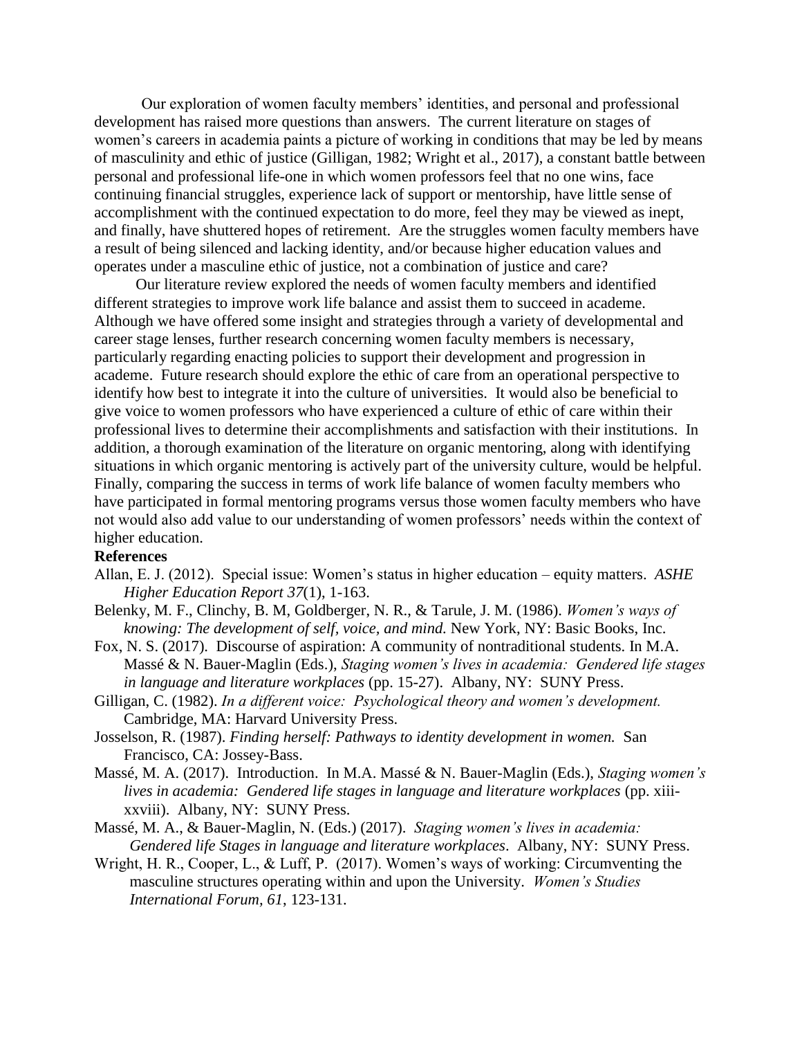Our exploration of women faculty members' identities, and personal and professional development has raised more questions than answers. The current literature on stages of women's careers in academia paints a picture of working in conditions that may be led by means of masculinity and ethic of justice (Gilligan, 1982; Wright et al., 2017), a constant battle between personal and professional life-one in which women professors feel that no one wins, face continuing financial struggles, experience lack of support or mentorship, have little sense of accomplishment with the continued expectation to do more, feel they may be viewed as inept, and finally, have shuttered hopes of retirement. Are the struggles women faculty members have a result of being silenced and lacking identity, and/or because higher education values and operates under a masculine ethic of justice, not a combination of justice and care?

Our literature review explored the needs of women faculty members and identified different strategies to improve work life balance and assist them to succeed in academe. Although we have offered some insight and strategies through a variety of developmental and career stage lenses, further research concerning women faculty members is necessary, particularly regarding enacting policies to support their development and progression in academe. Future research should explore the ethic of care from an operational perspective to identify how best to integrate it into the culture of universities. It would also be beneficial to give voice to women professors who have experienced a culture of ethic of care within their professional lives to determine their accomplishments and satisfaction with their institutions. In addition, a thorough examination of the literature on organic mentoring, along with identifying situations in which organic mentoring is actively part of the university culture, would be helpful. Finally, comparing the success in terms of work life balance of women faculty members who have participated in formal mentoring programs versus those women faculty members who have not would also add value to our understanding of women professors' needs within the context of higher education.

**References**

Allan, E. J. (2012). Special issue: Women's status in higher education – equity matters. *ASHE Higher Education Report 37*(1), 1-163.

Belenky, M. F., Clinchy, B. M, Goldberger, N. R., & Tarule, J. M. (1986). *Women's ways of knowing: The development of self, voice, and mind.* New York, NY: Basic Books, Inc.

Fox, N. S. (2017). Discourse of aspiration: A community of nontraditional students. In M.A. Massé & N. Bauer-Maglin (Eds.), *Staging women's lives in academia: Gendered life stages in language and literature workplaces* (pp. 15-27). Albany, NY: SUNY Press.

Gilligan, C. (1982). *In a different voice: Psychological theory and women's development.* Cambridge, MA: Harvard University Press.

Josselson, R. (1987). *Finding herself: Pathways to identity development in women.* San Francisco, CA: Jossey-Bass.

Massé, M. A. (2017). Introduction. In M.A. Massé & N. Bauer-Maglin (Eds.), *Staging women's lives in academia: Gendered life stages in language and literature workplaces* (pp. xiii-xxviii). Albany, NY: SUNY Press.

Massé, M. A., & Bauer-Maglin, N. (Eds.) (2017). *Staging women's lives in academia: Gendered life Stages in language and literature workplaces*. Albany, NY: SUNY Press.

Wright, H. R., Cooper, L., & Luff, P. (2017). Women's ways of working: Circumventing the masculine structures operating within and upon the University. *Women's Studies International Forum, 61*, 123-131.